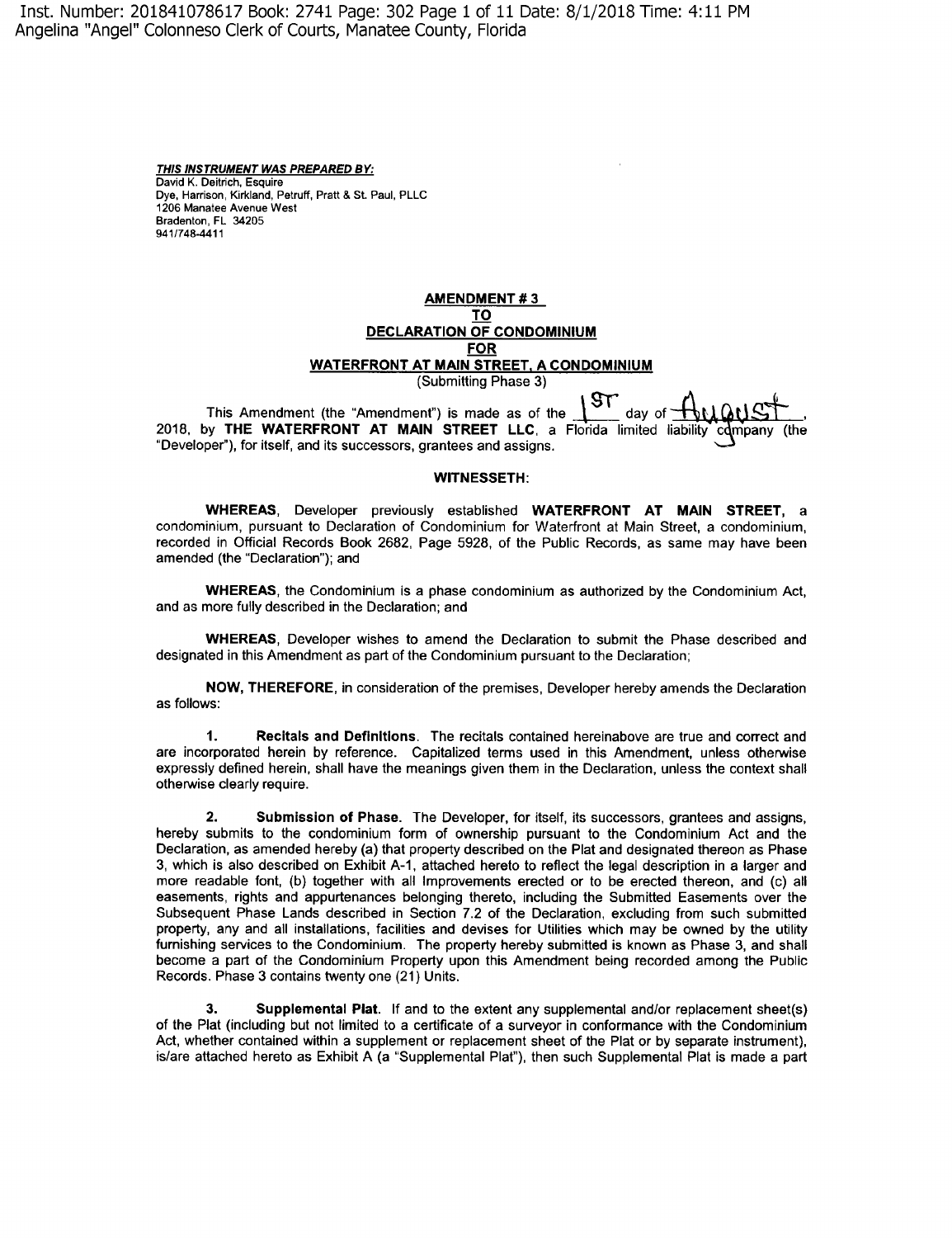Inst. Number: 201841078617 Book: 2741 Page: 302 Page 1 of 11 Date: 8/1/2018 Time: 4:11 PM
Angelina "Angel" Colonneso Clerk of Courts, Manatee County, Florida

***THIS INSTRUMENT WAS PREPARED BY:***
David K. Deitrich, Esquire
Dye, Harrison, Kirkland, Petruff, Pratt & St. Paul, PLLC
1206 Manatee Avenue West
Bradenton, FL 34205
941/748-4411

**AMENDMENT # 3**
**TO**
**DECLARATION OF CONDOMINIUM**
**FOR**
**WATERFRONT AT MAIN STREET, A CONDOMINIUM**
(Submitting Phase 3)

This Amendment (the "Amendment") is made as of the 1st day of August, 2018, by **THE WATERFRONT AT MAIN STREET LLC**, a Florida limited liability company (the "Developer"), for itself, and its successors, grantees and assigns.

**WITNESSETH:**

**WHEREAS**, Developer previously established **WATERFRONT AT MAIN STREET**, a condominium, pursuant to Declaration of Condominium for Waterfront at Main Street, a condominium, recorded in Official Records Book 2682, Page 5928, of the Public Records, as same may have been amended (the "Declaration"); and

**WHEREAS**, the Condominium is a phase condominium as authorized by the Condominium Act, and as more fully described in the Declaration; and

**WHEREAS**, Developer wishes to amend the Declaration to submit the Phase described and designated in this Amendment as part of the Condominium pursuant to the Declaration;

**NOW, THEREFORE**, in consideration of the premises, Developer hereby amends the Declaration as follows:

1. **Recitals and Definitions**. The recitals contained hereinabove are true and correct and are incorporated herein by reference. Capitalized terms used in this Amendment, unless otherwise expressly defined herein, shall have the meanings given them in the Declaration, unless the context shall otherwise clearly require.

2. **Submission of Phase**. The Developer, for itself, its successors, grantees and assigns, hereby submits to the condominium form of ownership pursuant to the Condominium Act and the Declaration, as amended hereby (a) that property described on the Plat and designated thereon as Phase 3, which is also described on Exhibit A-1, attached hereto to reflect the legal description in a larger and more readable font, (b) together with all Improvements erected or to be erected thereon, and (c) all easements, rights and appurtenances belonging thereto, including the Submitted Easements over the Subsequent Phase Lands described in Section 7.2 of the Declaration, excluding from such submitted property, any and all installations, facilities and devises for Utilities which may be owned by the utility furnishing services to the Condominium. The property hereby submitted is known as Phase 3, and shall become a part of the Condominium Property upon this Amendment being recorded among the Public Records. Phase 3 contains twenty one (21) Units.

3. **Supplemental Plat**. If and to the extent any supplemental and/or replacement sheet(s) of the Plat (including but not limited to a certificate of a surveyor in conformance with the Condominium Act, whether contained within a supplement or replacement sheet of the Plat or by separate instrument), is/are attached hereto as Exhibit A (a "Supplemental Plat"), then such Supplemental Plat is made a part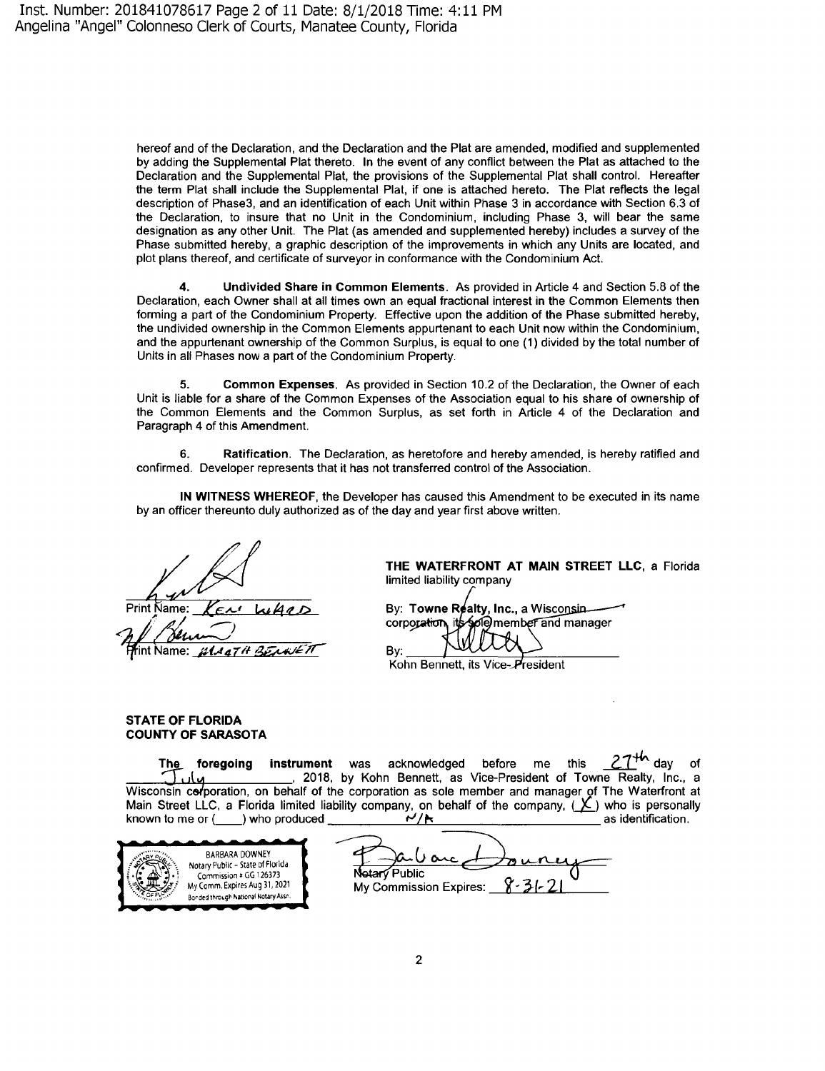hereof and of the Declaration, and the Declaration and the Plat are amended, modified and supplemented by adding the Supplemental Plat thereto. In the event of any conflict between the Plat as attached to the Declaration and the Supplemental Plat, the provisions of the Supplemental Plat shall control. Hereafter the term Plat shall include the Supplemental Plat, if one is attached hereto. The Plat reflects the legal description of Phase3, and an identification of each Unit within Phase 3 in accordance with Section 6.3 of the Declaration, to insure that no Unit in the Condominium, including Phase 3, will bear the same designation as any other Unit. The Plat (as amended and supplemented hereby) includes a survey of the Phase submitted hereby, a graphic description of the improvements in which any Units are located, and plot plans thereof, and certificate of surveyor in conformance with the Condominium Act.

**4. Undivided Share in Common Elements**. As provided in Article 4 and Section 5.8 of the Declaration, each Owner shall at all times own an equal fractional interest in the Common Elements then forming a part of the Condominium Property. Effective upon the addition of the Phase submitted hereby, the undivided ownership in the Common Elements appurtenant to each Unit now within the Condominium, and the appurtenant ownership of the Common Surplus, is equal to one (1) divided by the total number of Units in all Phases now a part of the Condominium Property.

**5. Common Expenses**. As provided in Section 10.2 of the Declaration, the Owner of each Unit is liable for a share of the Common Expenses of the Association equal to his share of ownership of the Common Elements and the Common Surplus, as set forth in Article 4 of the Declaration and Paragraph 4 of this Amendment.

**6. Ratification**. The Declaration, as heretofore and hereby amended, is hereby ratified and confirmed. Developer represents that it has not transferred control of the Association.

**IN WITNESS WHEREOF**, the Developer has caused this Amendment to be executed in its name by an officer thereunto duly authorized as of the day and year first above written.

Print Name: Ken Ward

Print Name: Heath Bennett

**THE WATERFRONT AT MAIN STREET LLC**, a Florida limited liability company

By: **Towne Realty, Inc.**, a Wisconsin corporation, its sole member and manager

By: ______________________
Kohn Bennett, its Vice-President

**STATE OF FLORIDA**
**COUNTY OF SARASOTA**

**The foregoing instrument** was acknowledged before me this 27th day of July, 2018, by Kohn Bennett, as Vice-President of Towne Realty, Inc., a Wisconsin corporation, on behalf of the corporation as sole member and manager of The Waterfront at Main Street LLC, a Florida limited liability company, on behalf of the company, ( X ) who is personally known to me or (____) who produced N/A as identification.

BARBARA DOWNEY
Notary Public - State of Florida
Commission # GG 126373
My Comm. Expires Aug 31, 2021
Bonded through National Notary Assn.

Notary Public
My Commission Expires: 8-31-21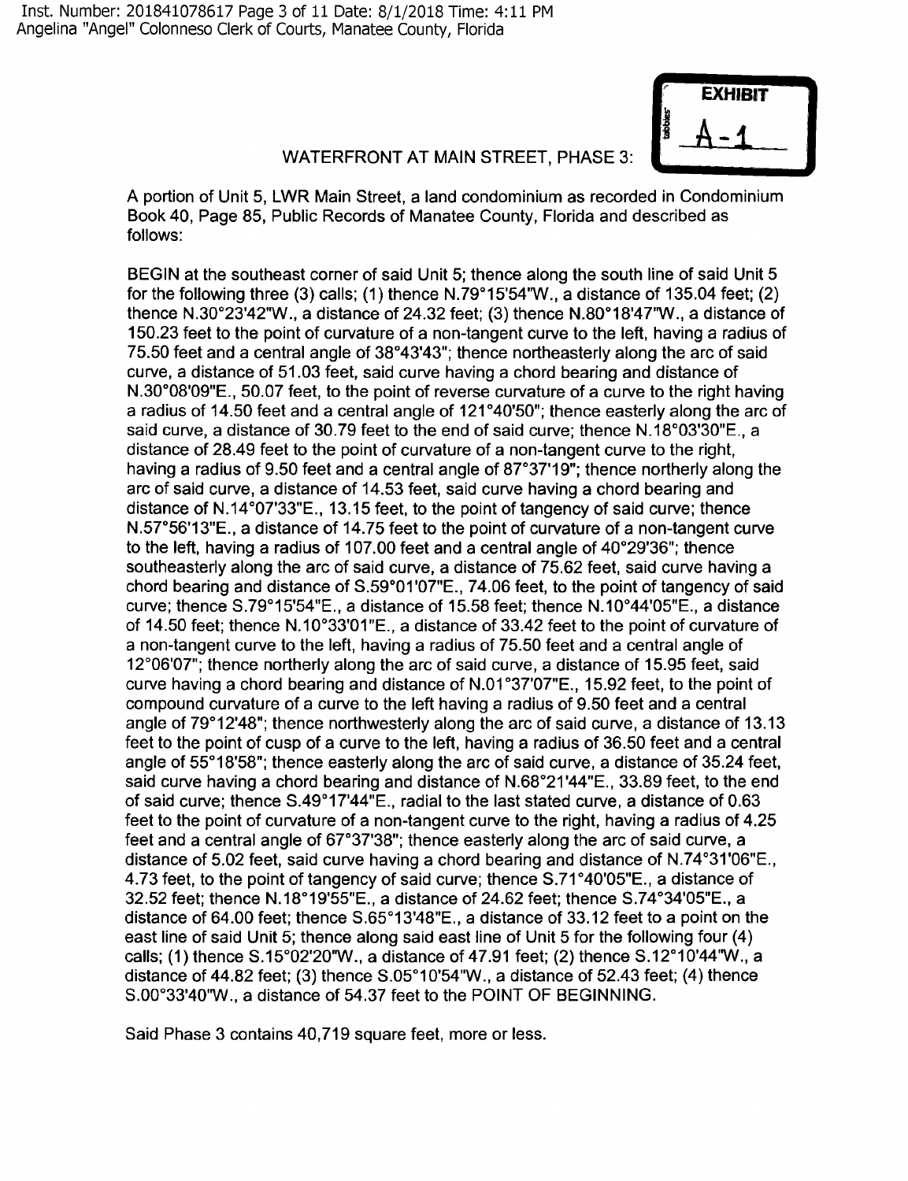**EXHIBIT A-1**

WATERFRONT AT MAIN STREET, PHASE 3:

A portion of Unit 5, LWR Main Street, a land condominium as recorded in Condominium Book 40, Page 85, Public Records of Manatee County, Florida and described as follows:

BEGIN at the southeast corner of said Unit 5; thence along the south line of said Unit 5 for the following three (3) calls; (1) thence N.79°15'54"W., a distance of 135.04 feet; (2) thence N.30°23'42"W., a distance of 24.32 feet; (3) thence N.80°18'47"W., a distance of 150.23 feet to the point of curvature of a non-tangent curve to the left, having a radius of 75.50 feet and a central angle of 38°43'43"; thence northeasterly along the arc of said curve, a distance of 51.03 feet, said curve having a chord bearing and distance of N.30°08'09"E., 50.07 feet, to the point of reverse curvature of a curve to the right having a radius of 14.50 feet and a central angle of 121°40'50"; thence easterly along the arc of said curve, a distance of 30.79 feet to the end of said curve; thence N.18°03'30"E., a distance of 28.49 feet to the point of curvature of a non-tangent curve to the right, having a radius of 9.50 feet and a central angle of 87°37'19"; thence northerly along the arc of said curve, a distance of 14.53 feet, said curve having a chord bearing and distance of N.14°07'33"E., 13.15 feet, to the point of tangency of said curve; thence N.57°56'13"E., a distance of 14.75 feet to the point of curvature of a non-tangent curve to the left, having a radius of 107.00 feet and a central angle of 40°29'36"; thence southeasterly along the arc of said curve, a distance of 75.62 feet, said curve having a chord bearing and distance of S.59°01'07"E., 74.06 feet, to the point of tangency of said curve; thence S.79°15'54"E., a distance of 15.58 feet; thence N.10°44'05"E., a distance of 14.50 feet; thence N.10°33'01"E., a distance of 33.42 feet to the point of curvature of a non-tangent curve to the left, having a radius of 75.50 feet and a central angle of 12°06'07"; thence northerly along the arc of said curve, a distance of 15.95 feet, said curve having a chord bearing and distance of N.01°37'07"E., 15.92 feet, to the point of compound curvature of a curve to the left having a radius of 9.50 feet and a central angle of 79°12'48"; thence northwesterly along the arc of said curve, a distance of 13.13 feet to the point of cusp of a curve to the left, having a radius of 36.50 feet and a central angle of 55°18'58"; thence easterly along the arc of said curve, a distance of 35.24 feet, said curve having a chord bearing and distance of N.68°21'44"E., 33.89 feet, to the end of said curve; thence S.49°17'44"E., radial to the last stated curve, a distance of 0.63 feet to the point of curvature of a non-tangent curve to the right, having a radius of 4.25 feet and a central angle of 67°37'38"; thence easterly along the arc of said curve, a distance of 5.02 feet, said curve having a chord bearing and distance of N.74°31'06"E., 4.73 feet, to the point of tangency of said curve; thence S.71°40'05"E., a distance of 32.52 feet; thence N.18°19'55"E., a distance of 24.62 feet; thence S.74°34'05"E., a distance of 64.00 feet; thence S.65°13'48"E., a distance of 33.12 feet to a point on the east line of said Unit 5; thence along said east line of Unit 5 for the following four (4) calls; (1) thence S.15°02'20"W., a distance of 47.91 feet; (2) thence S.12°10'44"W., a distance of 44.82 feet; (3) thence S.05°10'54"W., a distance of 52.43 feet; (4) thence S.00°33'40"W., a distance of 54.37 feet to the POINT OF BEGINNING.

Said Phase 3 contains 40,719 square feet, more or less.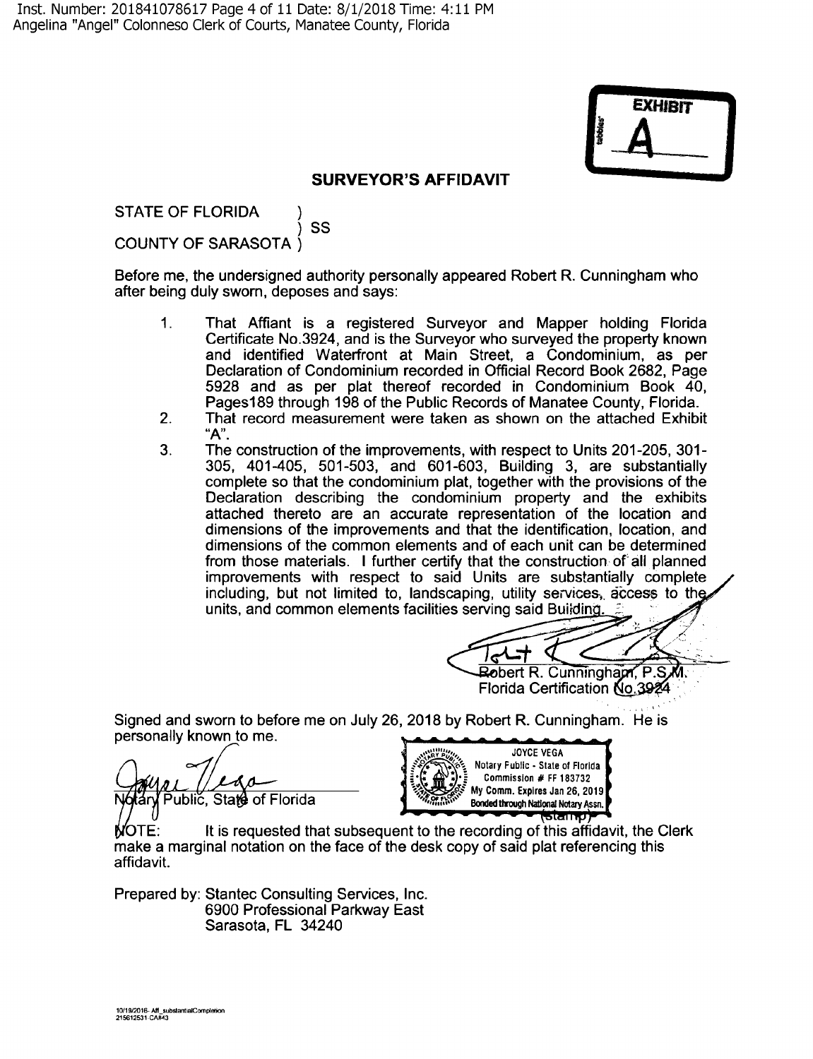EXHIBIT A

## SURVEYOR'S AFFIDAVIT

STATE OF FLORIDA )
) SS
COUNTY OF SARASOTA )

Before me, the undersigned authority personally appeared Robert R. Cunningham who after being duly sworn, deposes and says:

1. That Affiant is a registered Surveyor and Mapper holding Florida Certificate No.3924, and is the Surveyor who surveyed the property known and identified Waterfront at Main Street, a Condominium, as per Declaration of Condominium recorded in Official Record Book 2682, Page 5928 and as per plat thereof recorded in Condominium Book 40, Pages189 through 198 of the Public Records of Manatee County, Florida.
2. That record measurement were taken as shown on the attached Exhibit "A".
3. The construction of the improvements, with respect to Units 201-205, 301-305, 401-405, 501-503, and 601-603, Building 3, are substantially complete so that the condominium plat, together with the provisions of the Declaration describing the condominium property and the exhibits attached thereto are an accurate representation of the location and dimensions of the improvements and that the identification, location, and dimensions of the common elements and of each unit can be determined from those materials. I further certify that the construction of all planned improvements with respect to said Units are substantially complete including, but not limited to, landscaping, utility services, access to the units, and common elements facilities serving said Building.

Robert R. Cunningham, P.S.M.
Florida Certification No.3924

Signed and sworn to before me on July 26, 2018 by Robert R. Cunningham. He is personally known to me.

Notary Public, State of Florida

JOYCE VEGA
Notary Public - State of Florida
Commission # FF 183732
My Comm. Expires Jan 26, 2019
Bonded through National Notary Assn.
(stamp)

NOTE: It is requested that subsequent to the recording of this affidavit, the Clerk make a marginal notation on the face of the desk copy of said plat referencing this affidavit.

Prepared by: Stantec Consulting Services, Inc.
6900 Professional Parkway East
Sarasota, FL 34240

10/18/2016- Aff_substantialCompletion
215612531-CA#43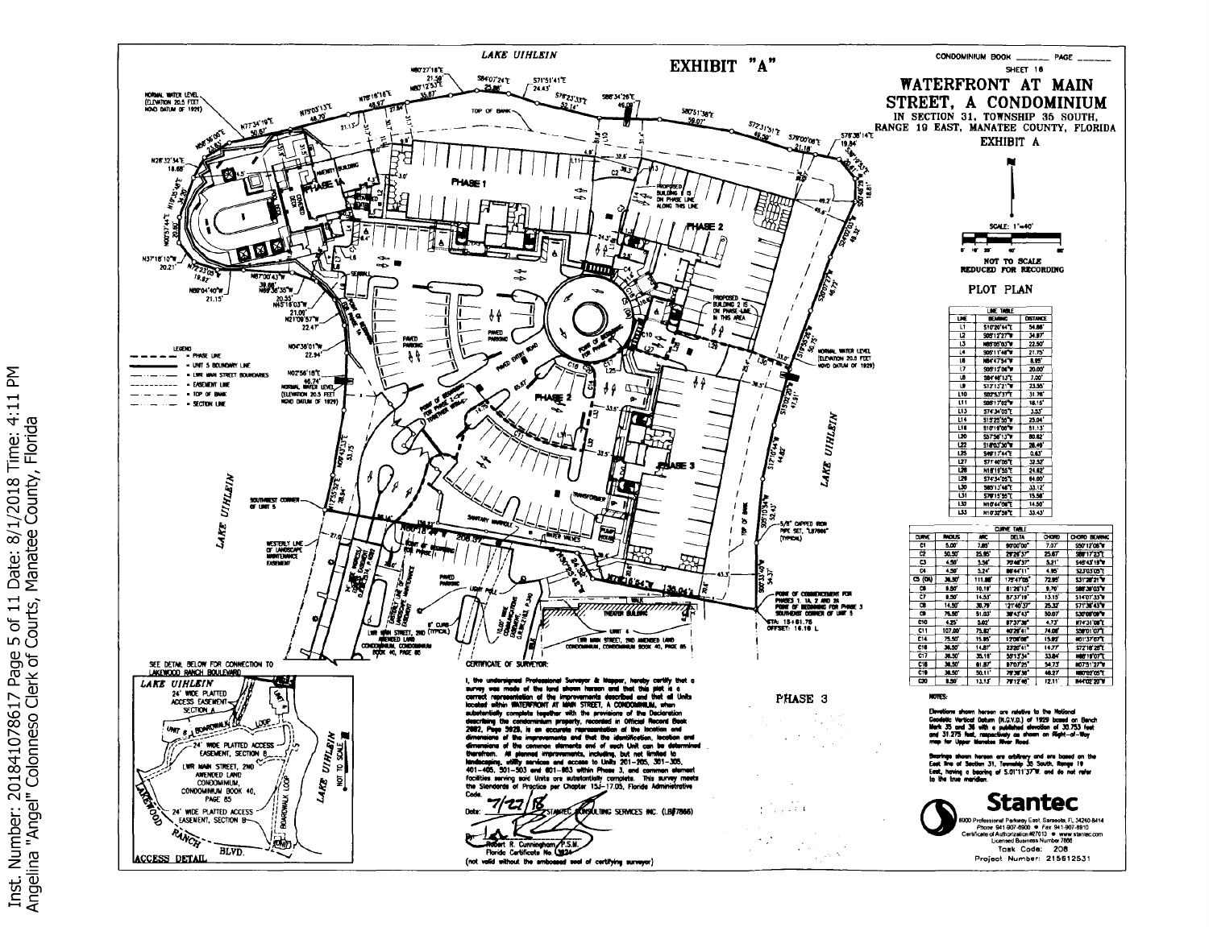# EXHIBIT "A"

CONDOMINIUM BOOK ______ PAGE ______

SHEET 16

## WATERFRONT AT MAIN STREET, A CONDOMINIUM

IN SECTION 31, TOWNSHIP 35 SOUTH, RANGE 19 EAST, MANATEE COUNTY, FLORIDA

EXHIBIT A

SCALE: 1"=40'

NOT TO SCALE
REDUCED FOR RECORDING

### PLOT PLAN

| LINE TABLE | | |
|---|---|---|
| LINE | BEARING | DISTANCE |
| L1 | S10°26'44"E | 34.88' |
| L2 | S85°12'27"W | 34.97' |
| L3 | N85°05'03"W | 22.50' |
| L4 | S05°11'48"W | 21.75' |
| L6 | N84°47'54"W | 8.95' |
| L7 | S05°12'06"W | 20.00' |
| L8 | S84°48'13"E | 7.00' |
| L9 | S12°13'21"W | 23.35' |
| L10 | S82°53'37"E | 31.76' |
| L11 | S06°17'02"W | 18.15' |
| L13 | S74°34'05"E | 3.53' |
| L14 | S15°25'36"W | 25.04' |
| L18 | S10°18'08"W | 51.13' |
| L20 | S57°56'13"W | 80.82' |
| L22 | S18°03'30"W | 26.49' |
| L25 | S49°17'44"E | 0.63' |
| L27 | S71°40'05"E | 32.52' |
| L28 | N18°19'55"E | 24.62' |
| L29 | S74°34'05"E | 64.00' |
| L30 | S85°13'46"E | 33.12' |
| L31 | S76°15'55"E | 15.58' |
| L32 | N10°44'06"E | 14.50' |
| L33 | N10°32'38"E | 33.43' |

| CURVE TABLE | | | | | |
|---|---|---|---|---|---|
| CURVE | RADIUS | ARC | DELTA | CHORD | CHORD BEARING |
| C1 | 5.00' | 7.85' | 90°00'00" | 7.07' | S50°12'06"W |
| C2 | 50.50' | 25.95' | 29°26'37" | 25.67' | S89°17'23"E |
| C3 | 4.50' | 5.54' | 70°48'37" | 5.21' | S48°43'19"W |
| C4 | 4.50' | 3.24' | 86°44'11" | 4.95' | S23°03'05"E |
| C5 (OA) | 36.50' | 111.88' | 175°47'05" | 72.95' | S31°28'21"W |
| C6 | 9.50' | 10.19' | 61°26'13" | 9.70' | S86°38'03"W |
| C7 | 9.50' | 14.53' | 87°37'19" | 13.15' | S14°07'33"W |
| C8 | 14.50' | 30.79' | 121°40'37" | 25.32' | S71°36'43"W |
| C9 | 75.50' | 51.03' | 38°43'43" | 50.07' | S30°08'09"W |
| C10 | 4.25' | 5.62' | 87°37'36" | 4.73' | N74°31'08"E |
| C11 | 107.00' | 75.82' | 40°36'41" | 74.08' | S56°01'07"E |
| C14 | 75.50' | 15.95' | 12°06'08" | 15.92' | N01°37'07"E |
| C16 | 36.50' | 14.87' | 23°20'41" | 14.77' | S72°16'28"E |
| C17 | 36.50' | 35.15' | 55°13'34" | 33.84' | N68°19'07"E |
| C18 | 36.50' | 61.87' | 97°07'25" | 54.73' | N07°51'27"W |
| C19 | 36.50' | 50.11' | 78°39'36" | 46.27' | N80°02'05"E |
| C20 | 9.50' | 13.13' | 79°12'46" | 12.11' | N44°02'20"W |

LEGEND
- PHASE LINE
- UNIT 5 BOUNDARY LINE
- LWR MAIN STREET BOUNDARIES
- EASEMENT LINE
- TOP OF BANK
- SECTION LINE

LAKE UIHLEIN

NORMAL WATER LEVEL (ELEVATION 20.5 FEET NGVD DATUM OF 1929)

PHASE 1 — PHASE 1A — PHASE 2 — PHASE 3 — AMENITY BUILDING — THEATER BUILDING

PROPOSED BUILDING 2 IS ON PHASE LINE ALONG THIS LINE

PROPOSED BUILDING 2 ON PHASE LINE IN THIS AREA

POINT OF BEGINNING FOR PHASE 2

POINT OF BEGINNING FOR PHASE 1, 1A, 2A TOGETHER WITH

POINT OF BEGINNING FOR PHASE 1

SOUTHWEST CORNER OF UNIT 5

WESTERLY LINE OF LANDSCAPE MAINTENANCE EASEMENT

5/8" CAPPED IRON PIPE SET, "LB7866" (TYPICAL)

POINT OF COMMENCEMENT FOR PHASES 1, 1A, 2 AND 2A
POINT OF BEGINNING FOR PHASE 3
SOUTHEAST CORNER OF UNIT 5

STA: 15+81.76
OFFSET: 16.16 L

UNIT 6
LWR MAIN STREET, 2ND AMENDED LAND CONDOMINIUM, CONDOMINIUM BOOK 40, PAGE 85

LWR MAIN STREET, 2ND AMENDED LAND CONDOMINIUM, CONDOMINIUM BOOK 40, PAGE 85

PHASE 3

SEE DETAIL BELOW FOR CONNECTION TO LAKEWOOD RANCH BOULEVARD

**ACCESS DETAIL**

LAKE UIHLEIN — 24' WIDE PLATTED ACCESS EASEMENT, SECTION A — 24' WIDE PLATTED ACCESS EASEMENT, SECTION B — LWR MAIN STREET, 2ND AMENDED LAND CONDOMINIUM, CONDOMINIUM BOOK 40, PAGE 85 — 24' WIDE PLATTED ACCESS EASEMENT, SECTION B — LAKEWOOD RANCH BLVD. — NOT TO SCALE

**CERTIFICATE OF SURVEYOR:**

I, the undersigned Professional Surveyor & Mapper, hereby certify that a survey was made of the land shown hereon and that this plat is a correct representation of the improvements described and that all Units located within WATERFRONT AT MAIN STREET, A CONDOMINIUM, when substantially complete together with the provisions of the Declaration describing the condominium property, recorded in Official Record Book 2082, Page 5928, is an accurate representation of the location and dimensions of the improvements and that the identification, location and dimensions of the common elements and of each Unit can be determined therefrom. All planned improvements, including, but not limited to landscaping, utility services and access to Units 201-205, 301-305, 401-405, 501-503 and 601-603 within Phase 3, and common element facilities serving said Units are substantially complete. This survey meets the Standards of Practice per Chapter 5J-17.05, Florida Administrative Code.

Date: 7/27/18 — STANTEC CONSULTING SERVICES INC. (LB#7866)

By: Robert R. Cunningham, P.S.M.
Florida Certificate No. 3824

(not valid without the embossed seal of certifying surveyor)

**NOTES:**

Elevations shown hereon are relative to the National Geodetic Vertical Datum (N.G.V.D.) of 1929 based on Bench Mark 35 and 36 with a published elevation of 30.753 feet and 31.275 feet, respectively as shown on Right-of-Way map for Upper Manatee River Road.

Bearings shown hereon are arbitrary and are based on the East line of Section 31, Township 35 South, Range 19 East, having a bearing of S.01°11'37"W. and do not refer to the true meridian.

**Stantec**

6900 Professional Parkway East, Sarasota, FL 34240-8414
Phone 941-907-6900 • Fax 941-907-6910
Certificate of Authorization #27013 • www.stantec.com
Licensed Business Number 7866

Task Code: 208
Project Number: 215612531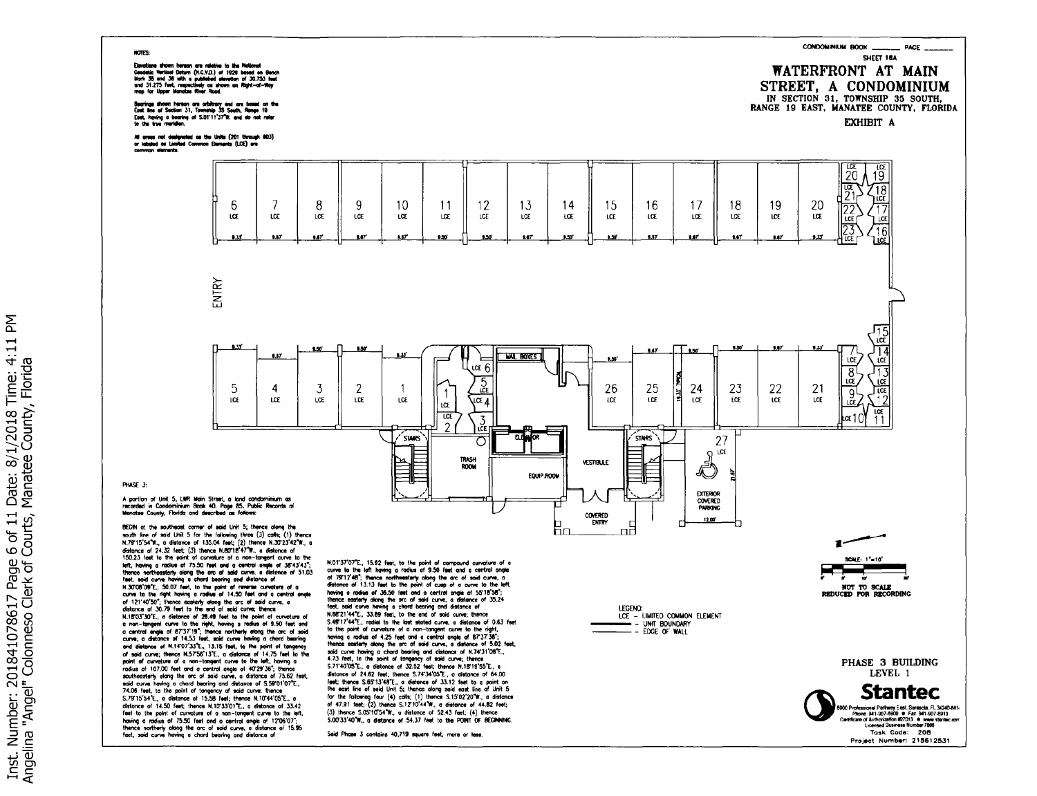CONDOMINIUM BOOK _______ PAGE _______

SHEET 18A

# WATERFRONT AT MAIN STREET, A CONDOMINIUM

IN SECTION 31, TOWNSHIP 35 SOUTH, RANGE 19 EAST, MANATEE COUNTY, FLORIDA

EXHIBIT A

NOTES:

Elevations shown hereon are relative to the National Geodetic Vertical Datum (N.G.V.D.) of 1929 based on Bench Mark 38 and 38 with a published elevation of 30.753 feet and 31.275 feet, respectively as shown on Right-of-Way map for Upper Manatee River Road.

Bearings shown hereon are arbitrary and are based on the East line of Section 31, Township 35 South, Range 19 East, having a bearing of S.01°11'37"W. and do not refer to the true meridian.

All areas not designated as the Units (201 through 603) or labeled as Limited Common Elements (LCE) are common elements.

PHASE 3:

A portion of Unit 5, LWR Main Street, a land condominium as recorded in Condominium Book 40, Page 85, Public Records of Manatee County, Florida and described as follows:

BEGIN at the southeast corner of said Unit 5; thence along the south line of said Unit 5 for the following three (3) calls; (1) thence N.79°15'54"W., a distance of 135.04 feet; (2) thence N.30°23'42"W., a distance of 24.32 feet; (3) thence N.80°18'47"W., a distance of 150.23 feet to the point of curvature of a non-tangent curve to the left, having a radius of 75.50 feet and a central angle of 38°43'43"; thence northeasterly along the arc of said curve, a distance of 51.03 feet, said curve having a chord bearing and distance of N.30°08'09"E., 50.07 feet, to the point of reverse curvature of a curve to the right having a radius of 14.50 feet and a central angle of 121°40'50"; thence easterly along the arc of said curve, a distance of 30.79 feet to the end of said curve; thence N.18°03'30"E., a distance of 28.49 feet to the point of curvature of a non-tangent curve to the right, having a radius of 9.50 feet and a central angle of 87°37'19"; thence northerly along the arc of said curve, a distance of 14.53 feet, said curve having a chord bearing and distance of N.14°07'33"E., 13.15 feet, to the point of tangency of said curve; thence N.57°56'13"E., a distance of 14.75 feet to the point of curvature of a non-tangent curve to the left, having a radius of 107.00 feet and a central angle of 40°29'36"; thence southeasterly along the arc of said curve, a distance of 75.62 feet, said curve having a chord bearing and distance of S.59°01'07"E., 74.06 feet, to the point of tangency of said curve; thence S.79°15'54"E., a distance of 15.58 feet; thence N.10°44'05"E., a distance of 14.50 feet; thence N.10°33'01"E., a distance of 33.42 feet to the point of curvature of a non-tangent curve to the left, having a radius of 75.50 feet and a central angle of 12°06'07"; thence northerly along the arc of said curve, a distance of 15.95 feet, said curve having a chord bearing and distance of N.01°37'07"E., 15.82 feet, to the point of compound curvature of a curve to the left having a radius of 9.50 feet and a central angle of 79°17'48"; thence northwesterly along the arc of said curve, a distance of 13.13 feet to the point of cusp of a curve to the left, having a radius of 36.50 feet and a central angle of 55°18'58"; thence easterly along the arc of said curve, a distance of 35.24 feet, said curve having a chord bearing and distance of N.88°21'44"E., 33.89 feet, to the end of said curve; thence S.49°17'44"E., radial to the last stated curve, a distance of 0.63 feet to the point of curvature of a non-tangent curve to the right, having a radius of 4.25 feet and a central angle of 87°37'38"; thence easterly along the arc of said curve, a distance of 5.02 feet, said curve having a chord bearing and distance of N.74°31'06"E., 4.73 feet, to the point of tangency of said curve; thence S.71°40'05"E., a distance of 32.52 feet; thence N.18°18'55"E., a distance of 24.62 feet; thence S.74°34'05"E., a distance of 64.00 feet; thence S.65°13'48"E., a distance of 33.12 feet to a point on the east line of said Unit 5; thence along said east line of Unit 5 for the following four (4) calls; (1) thence S.15°02'20"W., a distance of 47.91 feet; (2) thence S.12°10'44"W., a distance of 44.82 feet; (3) thence S.05°10'54"W., a distance of 52.43 feet; (4) thence S.00°33'40"W., a distance of 54.37 feet to the POINT OF BEGINNING.

Said Phase 3 contains 40,719 square feet, more or less.

LEGEND:
LCE - LIMITED COMMON ELEMENT
— UNIT BOUNDARY
— EDGE OF WALL

SCALE: 1"=10'

NOT TO SCALE
REDUCED FOR RECORDING

PHASE 3 BUILDING
LEVEL 1

Stantec
6900 Professional Parkway East, Sarasota, FL 34240-8414
Phone 941-907-6900 • Fax 941-907-6910
Certificate of Authorization #27013 • www.stantec.com
Licensed Business Number 7866

Task Code: 208
Project Number: 215612531

Inst. Number: 201841078617 Page 6 of 11 Date: 8/1/2018 Time: 4:11 PM
Angelina "Angel" Colonneso Clerk of Courts, Manatee County, Florida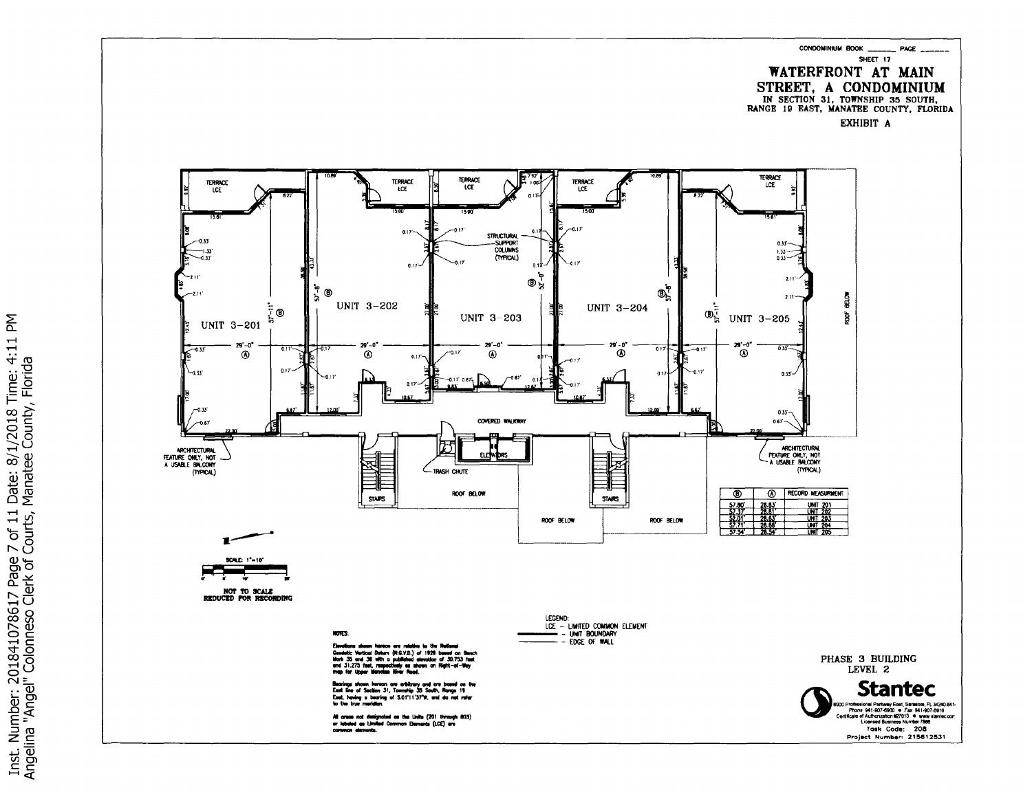CONDOMINIUM BOOK ______ PAGE ______

SHEET 17

# WATERFRONT AT MAIN STREET, A CONDOMINIUM

IN SECTION 31, TOWNSHIP 35 SOUTH, RANGE 19 EAST, MANATEE COUNTY, FLORIDA

EXHIBIT A

UNIT 3-201 | UNIT 3-202 | UNIT 3-203 | UNIT 3-204 | UNIT 3-205

TERRACE LCE

STRUCTURAL SUPPORT COLUMNS (TYPICAL)

COVERED WALKWAY

STAIRS

ELEVATORS

TRASH CHUTE

ROOF BELOW

ARCHITECTURAL FEATURE ONLY, NOT A USABLE BALCONY (TYPICAL)

| Ⓑ | Ⓐ | RECORD MEASUREMENT |
|---|---|---|
| 57.80' | 28.83' | UNIT 201 |
| 57.37' | 28.81' | UNIT 202 |
| 52.01' | 28.63' | UNIT 203 |
| 57.71' | 28.66' | UNIT 204 |
| 57.54' | 28.54' | UNIT 205 |

SCALE: 1"=10'

NOT TO SCALE
REDUCED FOR RECORDING

NOTES:

Elevations shown hereon are relative to the National Geodetic Vertical Datum (N.G.V.D.) of 1929 based on Bench Mark 35 and 36 with a published elevation of 30.753 feet and 31.273 feet, respectively as shown on Right-of-Way map for Upper Manatee River Road.

Bearings shown hereon are arbitrary and are based on the East line of Section 31, Township 35 South, Range 19 East, having a bearing of S.01°11'37"W. and do not refer to the true meridian.

All areas not designated as the Units (201 through 603) or labeled as Limited Common Elements (LCE) are common elements.

LEGEND:
LCE - LIMITED COMMON ELEMENT
— UNIT BOUNDARY
— EDGE OF WALL

PHASE 3 BUILDING
LEVEL 2

**Stantec**

6900 Professional Parkway East, Sarasota, FL 34240-8414
Phone 941-907-6900 • Fax 941-907-6910
Certificate of Authorization #27013 • www.stantec.com
Licensed Business Number 7866

Task Code: 208
Project Number: 215612531

Inst. Number: 201841078617 Page 7 of 11 Date: 8/1/2018 Time: 4:11 PM
Angelina "Angel" Colonneso Clerk of Courts, Manatee County, Florida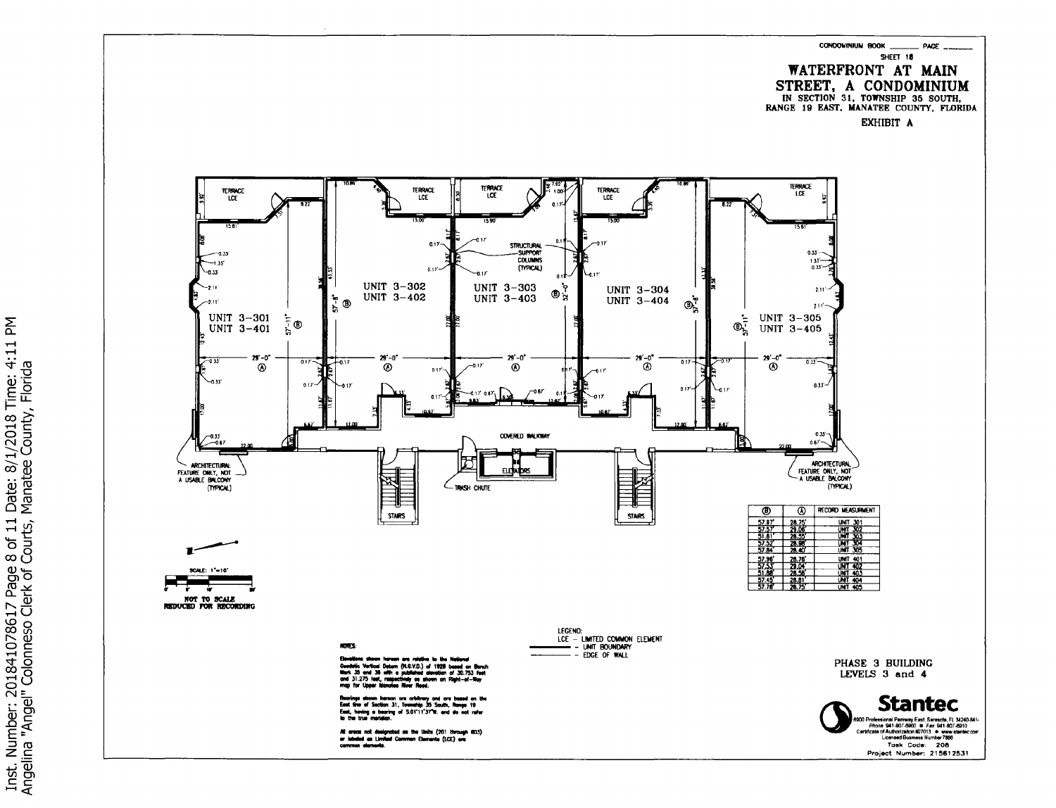CONDOMINIUM BOOK _______ PAGE _______

SHEET 18

# WATERFRONT AT MAIN STREET, A CONDOMINIUM

IN SECTION 31, TOWNSHIP 35 SOUTH, RANGE 19 EAST, MANATEE COUNTY, FLORIDA

EXHIBIT A

TERRACE LCE

UNIT 3-301
UNIT 3-401

UNIT 3-302
UNIT 3-402

UNIT 3-303
UNIT 3-403

UNIT 3-304
UNIT 3-404

UNIT 3-305
UNIT 3-405

STRUCTURAL SUPPORT COLUMNS (TYPICAL)

COVERED WALKWAY

ELEVATORS

TRASH CHUTE

STAIRS

ARCHITECTURAL FEATURE ONLY, NOT A USABLE BALCONY (TYPICAL)

SCALE: 1"=10'

NOT TO SCALE
REDUCED FOR RECORDING

| Ⓑ | Ⓐ | RECORD MEASURMENT |
|---|---|---|
| 57.87' | 28.75' | UNIT 301 |
| 57.57' | 29.06' | UNIT 302 |
| 51.81' | 28.55' | UNIT 303 |
| 57.52' | 28.98' | UNIT 304 |
| 57.84' | 28.40' | UNIT 305 |
| 57.96' | 28.76' | UNIT 401 |
| 57.53' | 29.04' | UNIT 402 |
| 51.88' | 28.56' | UNIT 403 |
| 57.45' | 28.81' | UNIT 404 |
| 57.78' | 28.75' | UNIT 405 |

LEGEND:
LCE - LIMITED COMMON ELEMENT
——— - UNIT BOUNDARY
——— - EDGE OF WALL

NOTES:

Elevations shown hereon are relative to the National Geodetic Vertical Datum (N.G.V.D.) of 1929 based on Bench Mark 35 and 36 with a published elevation of 30.753 feet and 31.275 feet, respectively as shown on Right-of-Way map for Upper Manatee River Road.

Bearings shown hereon are arbitrary and are based on the East line of Section 31, Township 35 South, Range 19 East, having a bearing of S.01°11'37"W. and do not refer to the true meridian.

All areas not designated as the Units (201 through 603) or labeled as Limited Common Elements (LCE) are common elements.

PHASE 3 BUILDING
LEVELS 3 and 4

Stantec

6900 Professional Parkway East, Sarasota, FL 34240-841-
Phone 941-907-6900 • Fax 941-907-6910
Certificate of Authorization #27013 • www.stantec.com
Licensed Business Number 7866

Task Code: 208
Project Number: 215612531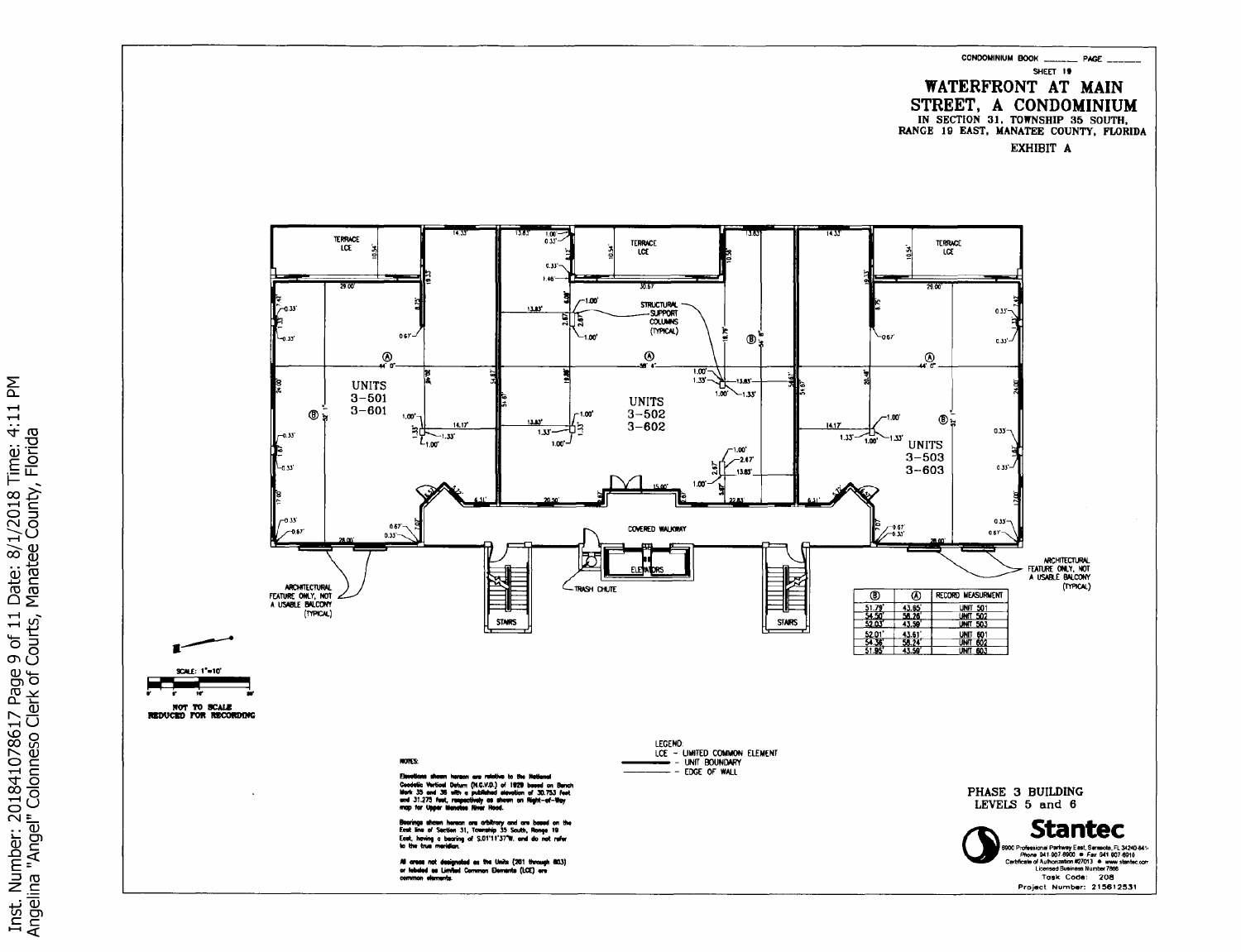CONDOMINIUM BOOK _______ PAGE _______

SHEET 19

# WATERFRONT AT MAIN STREET, A CONDOMINIUM

IN SECTION 31, TOWNSHIP 35 SOUTH, RANGE 19 EAST, MANATEE COUNTY, FLORIDA

EXHIBIT A

TERRACE LCE

UNITS 3-501 3-601

UNITS 3-502 3-602

UNITS 3-503 3-603

STRUCTURAL SUPPORT COLUMNS (TYPICAL)

COVERED WALKWAY

STAIRS

ELEVATORS

TRASH CHUTE

ARCHITECTURAL FEATURE ONLY, NOT A USABLE BALCONY (TYPICAL)

| Ⓑ | Ⓐ | RECORD MEASUREMENT |
|---|---|---|
| 51.79' | 43.65' | UNIT 501 |
| 54.50' | 58.26' | UNIT 502 |
| 52.03' | 43.59' | UNIT 503 |
| 52.01' | 43.61' | UNIT 601 |
| 54.36' | 58.24' | UNIT 602 |
| 51.95' | 43.59' | UNIT 603 |

SCALE: 1"=10'

NOT TO SCALE REDUCED FOR RECORDING

NOTES:

Elevations shown hereon are relative to the National Geodetic Vertical Datum (N.G.V.D.) of 1929 based on Bench Mark 35 and 36 with a published elevation of 30.753 feet and 31.275 feet, respectively as shown on Right-of-Way map for Upper Manatee River Road.

Bearings shown hereon are arbitrary and are based on the East line of Section 31, Township 35 South, Range 19 East, having a bearing of S.01°11'37"W. and do not refer to the true meridian.

All areas not designated as the Units (201 through 603) or labeled as Limited Common Elements (LCE) are common elements.

LEGEND:
LCE - LIMITED COMMON ELEMENT
— UNIT BOUNDARY
— EDGE OF WALL

PHASE 3 BUILDING
LEVELS 5 and 6

Stantec

6900 Professional Parkway East, Sarasota, FL 34240-8414
Phone 941.907.6900 • Fax 941.907.6910
Certificate of Authorization #27013 • www.stantec.com
Licensed Business Number 7866

Task Code: 208
Project Number: 215612531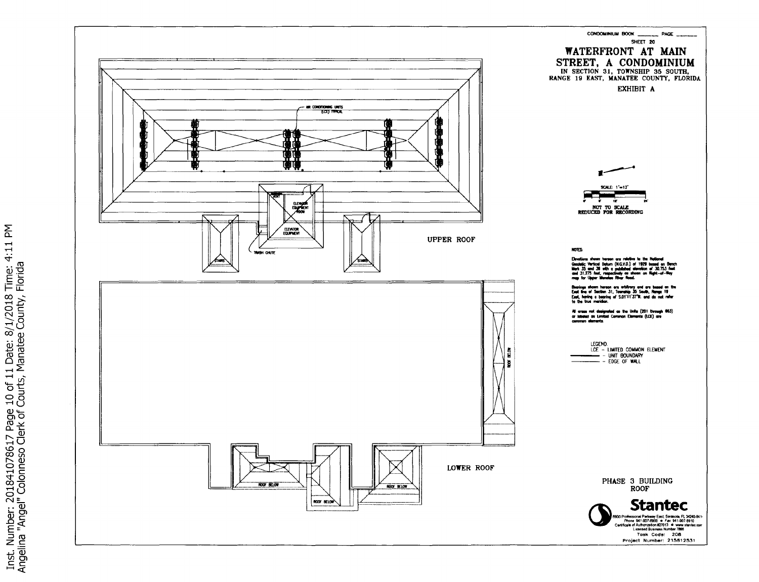CONDOMINIUM BOOK ______ PAGE ______

SHEET 20

# WATERFRONT AT MAIN STREET, A CONDOMINIUM

IN SECTION 31, TOWNSHIP 35 SOUTH, RANGE 19 EAST, MANATEE COUNTY, FLORIDA

EXHIBIT A

AIR CONDITIONING UNITS (LCE) TYPICAL

ELEVATOR EQUIPMENT ROOM

ELEVATOR EQUIPMENT

STAIRS

STAIRS

TRASH CHUTE

UPPER ROOF

ROOF BELOW

ROOF BELOW

ROOF BELOW

ROOF BELOW

LOWER ROOF

SCALE: 1"=12'

0' 6' 12' 24'

NOT TO SCALE
REDUCED FOR RECORDING

NOTES:

Elevations shown hereon are relative to the National Geodetic Vertical Datum (N.G.V.D.) of 1929 based on Bench Mark 35 and 36 with a published elevation of 30.753 feet and 31.275 feet, respectively as shown on Right-of-Way map for Upper Manatee River Road.

Bearings shown hereon are arbitrary and are based on the East line of Section 31, Township 35 South, Range 19 East, having a bearing of S.01°11'37"W. and do not refer to the true meridian.

All areas not designated as the Units (201 through 603) or labeled as Limited Common Elements (LCE) are common elements.

LEGEND:
LCE - LIMITED COMMON ELEMENT
——— - UNIT BOUNDARY
——— - EDGE OF WALL

PHASE 3 BUILDING
ROOF

**Stantec**

6900 Professional Parkway East, Sarasota, FL 34240-841-
Phone 941-907-6900 • Fax 941-907-6910
Certificate of Authorization #27013 • www.stantec.com
Licensed Business Number 7866

Task Code: 208
Project Number: 215612531

Inst. Number: 201841078617 Page 10 of 11 Date: 8/1/2018 Time: 4:11 PM
Angelina "Angel" Colonneso Clerk of Courts, Manatee County, Florida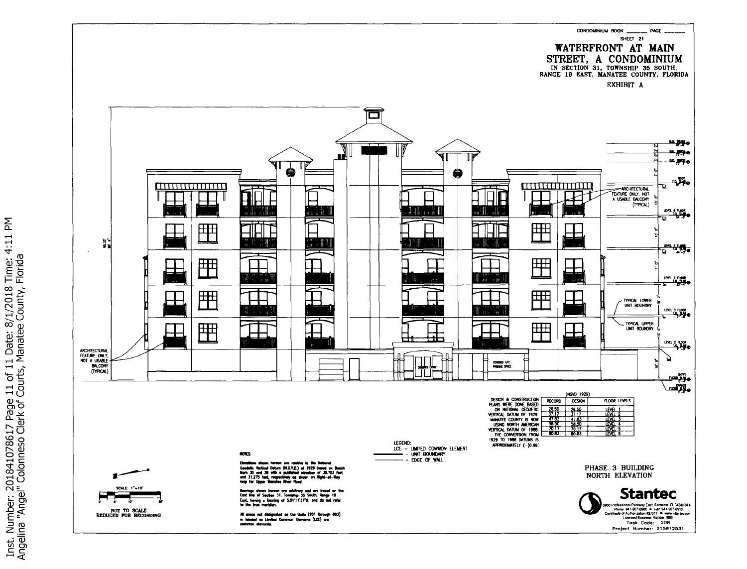CONDOMINIUM BOOK ______ PAGE ______

SHEET 21

# WATERFRONT AT MAIN STREET, A CONDOMINIUM

IN SECTION 31, TOWNSHIP 35 SOUTH, RANGE 19 EAST, MANATEE COUNTY, FLORIDA

EXHIBIT A

ARCHITECTURAL FEATURE ONLY, NOT A USABLE BALCONY (TYPICAL)

TYPICAL LOWER UNIT BOUNDRY

TYPICAL UPPER UNIT BOUNDRY

ARCHITECTURAL FEATURE ONLY, NOT A USABLE BALCONY (TYPICAL)

COVERED ENTRY

COVERED H/C PARKING SPACE

B.O. TRUSS

B.O. TRUSS

B.O. TRUSS

ROOF

LEVEL 6 FLOOR

LEVEL 5 FLOOR

LEVEL 4 FLOOR

LEVEL 3 FLOOR

LEVEL 2 FLOOR

ENTRY FLOOR

GARAGE FLOOR

DESIGN & CONSTRUCTION PLANS WERE DONE BASED ON NATIONAL GEODETIC VERTICAL DATUM OF 1929. MANATEE COUNTY IS NOW USING NORTH AMERICAN VERTICAL DATUM OF 1988. THE CONVERSION FROM 1929 TO 1988 DATUMS IS APPROXIMATELY (-)0.96'

| (NGVD 1929) | | |
|---|---|---|
| RECORD | DESIGN | FLOOR LEVELS |
| 26.50 | 26.50 | LEVEL 1 |
| 37.17 | 37.17 | LEVEL 2 |
| 47.83 | 47.83 | LEVEL 3 |
| 58.50 | 58.50 | LEVEL 4 |
| 70.17 | 70.17 | LEVEL 5 |
| 80.83 | 80.83 | LEVEL 6 |

NOTES:

Elevations shown hereon are relative to the National Geodetic Vertical Datum (N.G.V.D.) of 1929 based on Bench Mark 35 and 38 with a published elevation of 30.753 feet and 31.275 feet, respectively as shown on Right-of-Way map for Upper Manatee River Road.

Bearings shown hereon are arbitrary and are based on the East line of Section 31, Township 35 South, Range 19 East, having a bearing of S.01°11'37"W. and do not refer to the true meridian.

All areas not designated as the Units (201 through 603) or labeled as Limited Common Elements (LCE) are common elements.

LEGEND:

LCE - LIMITED COMMON ELEMENT

— UNIT BOUNDARY

— EDGE OF WALL

SCALE: 1"=10'

NOT TO SCALE
REDUCED FOR RECORDING

PHASE 3 BUILDING
NORTH ELEVATION

Stantec

5900 Professional Parkway East, Sarasota, FL 34240-841
Phone 941-907-6900 • Fax 941-907-6910
Certificate of Authorization #27013 • www.stantec.com
Licensed Business Number 7866

Task Code: 208

Project Number: 215612531

Inst. Number: 201841078617 Page 11 of 11 Date: 8/1/2018 Time: 4:11 PM
Angelina "Angel" Colonneso Clerk of Courts, Manatee County, Florida